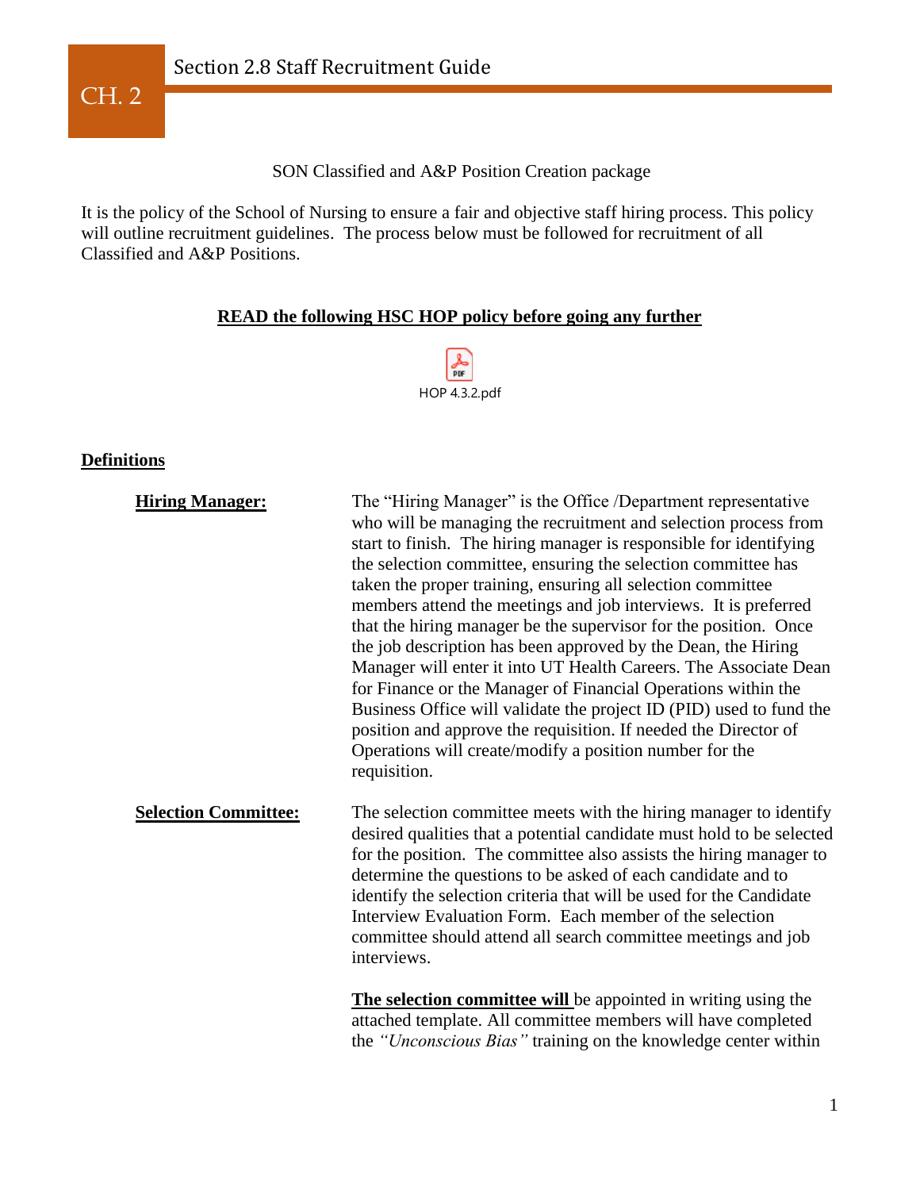# Section 2.8 Staff Recruitment Guide

SON Classified and A&P Position Creation package

It is the policy of the School of Nursing to ensure a fair and objective staff hiring process. This policy will outline recruitment guidelines. The process below must be followed for recruitment of all Classified and A&P Positions.

**READ the following HSC HOP policy before going any further**

HOP 4.3.2.pdf

## Definitions

**Hiring Manager:** The "Hiring Manager" is the Office /Department representative who will be managing the recruitment and selection process from start to finish. The hiring manager is responsible for identifying the selection committee, ensuring the selection committee has taken the proper training, ensuring all selection committee members attend the meetings and job interviews. It is preferred that the hiring manager be the supervisor for the position. Once the job description has been approved by the Dean, the Hiring Manager will enter it into UT Health Careers. The Associate Dean for Finance or the Manager of Financial Operations within the Business Office will validate the project ID (PID) used to fund the position and approve the requisition. If needed the Director of Operations will create/modify a position number for the requisition.

**Selection Committee:** The selection committee meets with the hiring manager to identify desired qualities that a potential candidate must hold to be selected for the position. The committee also assists the hiring manager to determine the questions to be asked of each candidate and to identify the selection criteria that will be used for the Candidate Interview Evaluation Form. Each member of the selection committee should attend all search committee meetings and job interviews.

**The selection committee will** be appointed in writing using the attached template. All committee members will have completed the *"Unconscious Bias"* training on the knowledge center within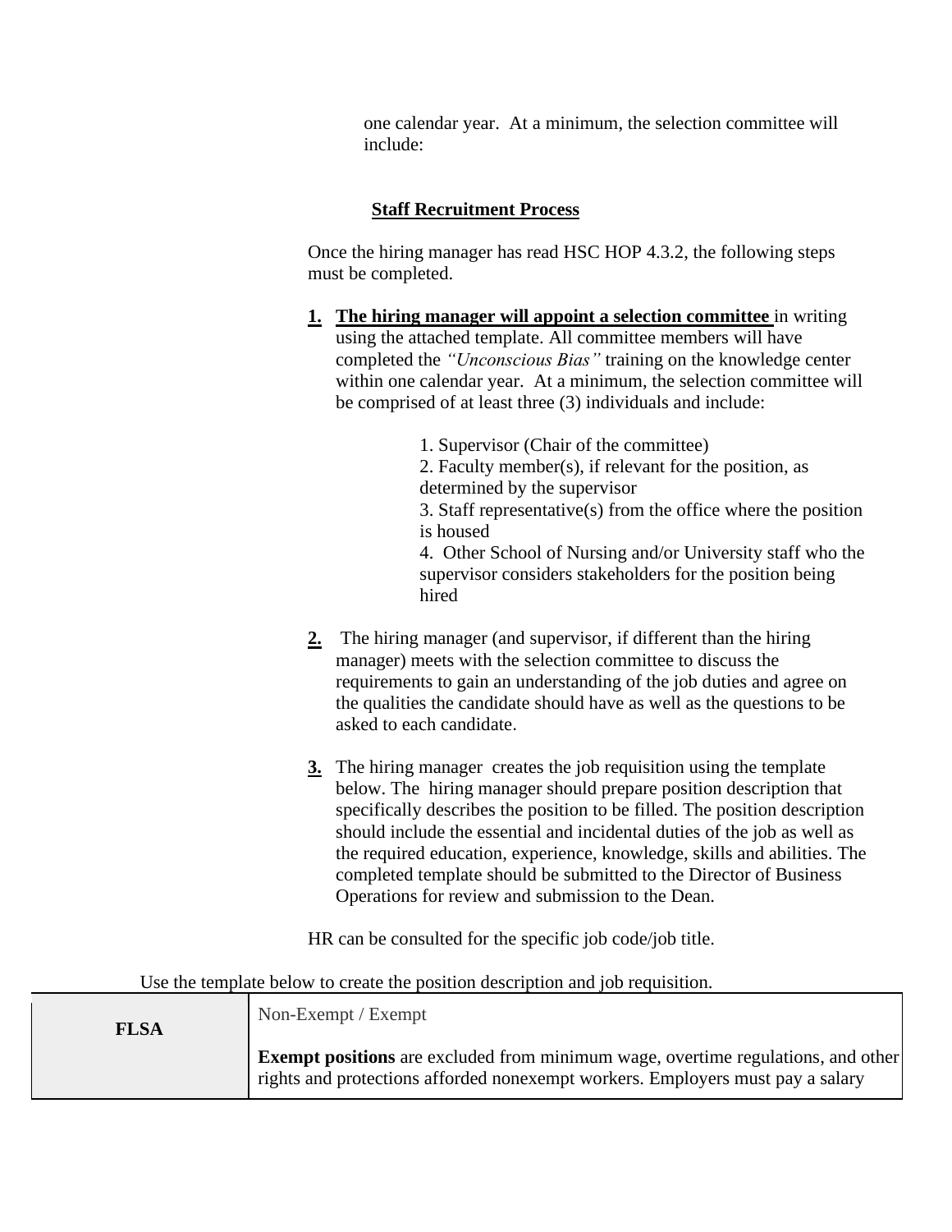one calendar year. At a minimum, the selection committee will include:

**Staff Recruitment Process**

Once the hiring manager has read HSC HOP 4.3.2, the following steps must be completed.

1. **The hiring manager will appoint a selection committee** in writing using the attached template. All committee members will have completed the *"Unconscious Bias"* training on the knowledge center within one calendar year. At a minimum, the selection committee will be comprised of at least three (3) individuals and include:

    1. Supervisor (Chair of the committee)
    2. Faculty member(s), if relevant for the position, as determined by the supervisor
    3. Staff representative(s) from the office where the position is housed
    4. Other School of Nursing and/or University staff who the supervisor considers stakeholders for the position being hired

2. The hiring manager (and supervisor, if different than the hiring manager) meets with the selection committee to discuss the requirements to gain an understanding of the job duties and agree on the qualities the candidate should have as well as the questions to be asked to each candidate.

3. The hiring manager creates the job requisition using the template below. The hiring manager should prepare position description that specifically describes the position to be filled. The position description should include the essential and incidental duties of the job as well as the required education, experience, knowledge, skills and abilities. The completed template should be submitted to the Director of Business Operations for review and submission to the Dean.

HR can be consulted for the specific job code/job title.

Use the template below to create the position description and job requisition.

| | |
|---|---|
| **FLSA** | Non-Exempt / Exempt<br><br>**Exempt positions** are excluded from minimum wage, overtime regulations, and other rights and protections afforded nonexempt workers. Employers must pay a salary |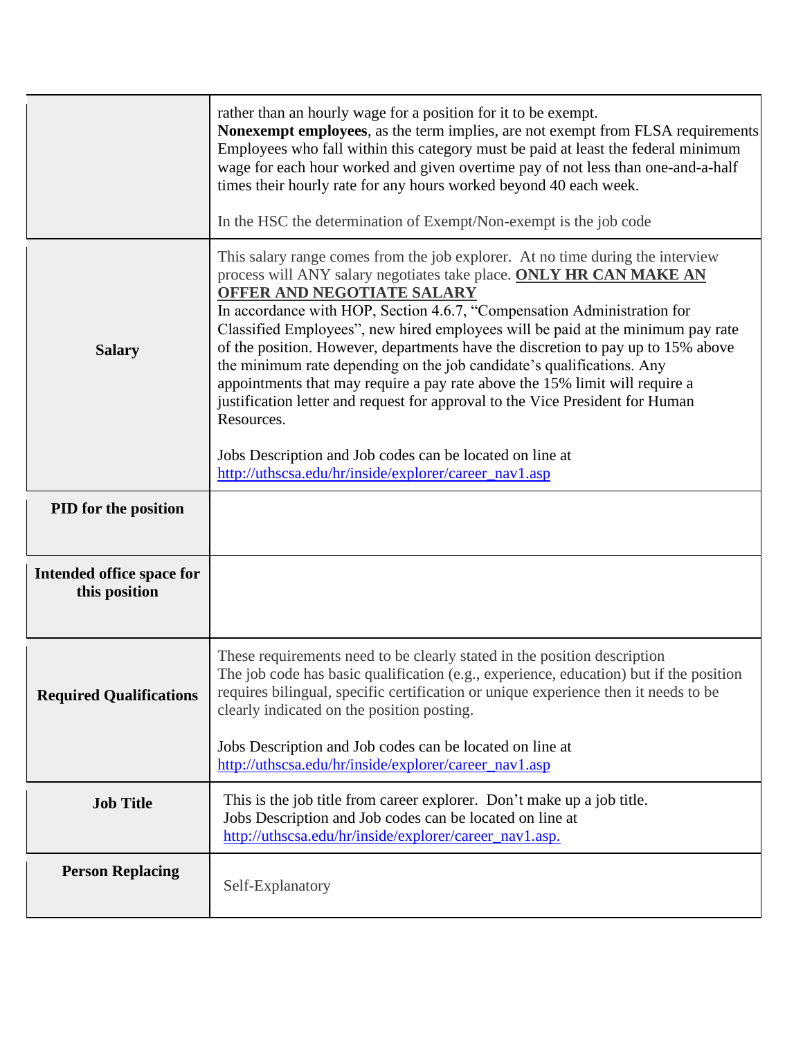| | |
|---|---|
| | rather than an hourly wage for a position for it to be exempt.<br>**Nonexempt employees**, as the term implies, are not exempt from FLSA requirements Employees who fall within this category must be paid at least the federal minimum wage for each hour worked and given overtime pay of not less than one-and-a-half times their hourly rate for any hours worked beyond 40 each week.<br><br>In the HSC the determination of Exempt/Non-exempt is the job code |
| **Salary** | This salary range comes from the job explorer. At no time during the interview process will ANY salary negotiates take place. **ONLY HR CAN MAKE AN OFFER AND NEGOTIATE SALARY**<br>In accordance with HOP, Section 4.6.7, "Compensation Administration for Classified Employees", new hired employees will be paid at the minimum pay rate of the position. However, departments have the discretion to pay up to 15% above the minimum rate depending on the job candidate's qualifications. Any appointments that may require a pay rate above the 15% limit will require a justification letter and request for approval to the Vice President for Human Resources.<br><br>Jobs Description and Job codes can be located on line at http://uthscsa.edu/hr/inside/explorer/career_nav1.asp |
| **PID for the position** | |
| **Intended office space for this position** | |
| **Required Qualifications** | These requirements need to be clearly stated in the position description<br>The job code has basic qualification (e.g., experience, education) but if the position requires bilingual, specific certification or unique experience then it needs to be clearly indicated on the position posting.<br><br>Jobs Description and Job codes can be located on line at http://uthscsa.edu/hr/inside/explorer/career_nav1.asp |
| **Job Title** | This is the job title from career explorer. Don't make up a job title.<br>Jobs Description and Job codes can be located on line at http://uthscsa.edu/hr/inside/explorer/career_nav1.asp. |
| **Person Replacing** | Self-Explanatory |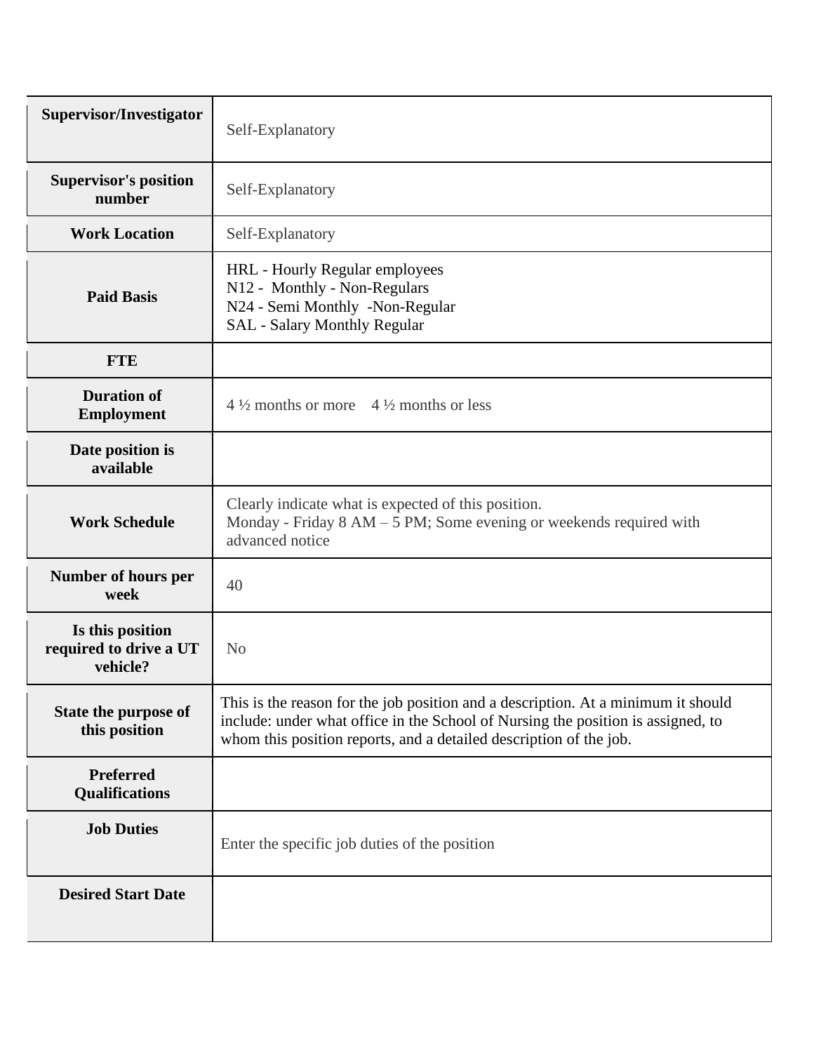| | |
|---|---|
| **Supervisor/Investigator** | Self-Explanatory |
| **Supervisor's position number** | Self-Explanatory |
| **Work Location** | Self-Explanatory |
| **Paid Basis** | HRL - Hourly Regular employees<br>N12 - Monthly - Non-Regulars<br>N24 - Semi Monthly -Non-Regular<br>SAL - Salary Monthly Regular |
| **FTE** | |
| **Duration of Employment** | 4 ½ months or more 4 ½ months or less |
| **Date position is available** | |
| **Work Schedule** | Clearly indicate what is expected of this position.<br>Monday - Friday 8 AM – 5 PM; Some evening or weekends required with advanced notice |
| **Number of hours per week** | 40 |
| **Is this position required to drive a UT vehicle?** | No |
| **State the purpose of this position** | This is the reason for the job position and a description. At a minimum it should include: under what office in the School of Nursing the position is assigned, to whom this position reports, and a detailed description of the job. |
| **Preferred Qualifications** | |
| **Job Duties** | Enter the specific job duties of the position |
| **Desired Start Date** | |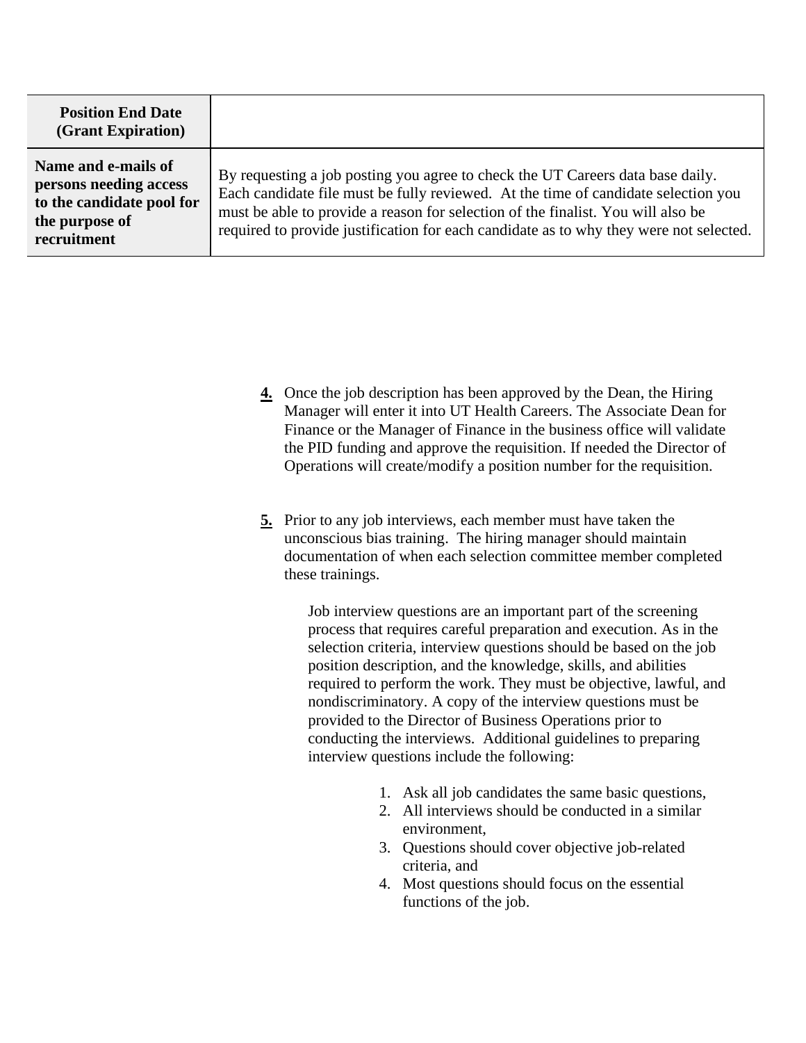| **Position End Date (Grant Expiration)** | |
|---|---|
| **Name and e-mails of persons needing access to the candidate pool for the purpose of recruitment** | By requesting a job posting you agree to check the UT Careers data base daily. Each candidate file must be fully reviewed. At the time of candidate selection you must be able to provide a reason for selection of the finalist. You will also be required to provide justification for each candidate as to why they were not selected. |

**4.** Once the job description has been approved by the Dean, the Hiring Manager will enter it into UT Health Careers. The Associate Dean for Finance or the Manager of Finance in the business office will validate the PID funding and approve the requisition. If needed the Director of Operations will create/modify a position number for the requisition.

**5.** Prior to any job interviews, each member must have taken the unconscious bias training. The hiring manager should maintain documentation of when each selection committee member completed these trainings.

Job interview questions are an important part of the screening process that requires careful preparation and execution. As in the selection criteria, interview questions should be based on the job position description, and the knowledge, skills, and abilities required to perform the work. They must be objective, lawful, and nondiscriminatory. A copy of the interview questions must be provided to the Director of Business Operations prior to conducting the interviews. Additional guidelines to preparing interview questions include the following:

1. Ask all job candidates the same basic questions,
2. All interviews should be conducted in a similar environment,
3. Questions should cover objective job-related criteria, and
4. Most questions should focus on the essential functions of the job.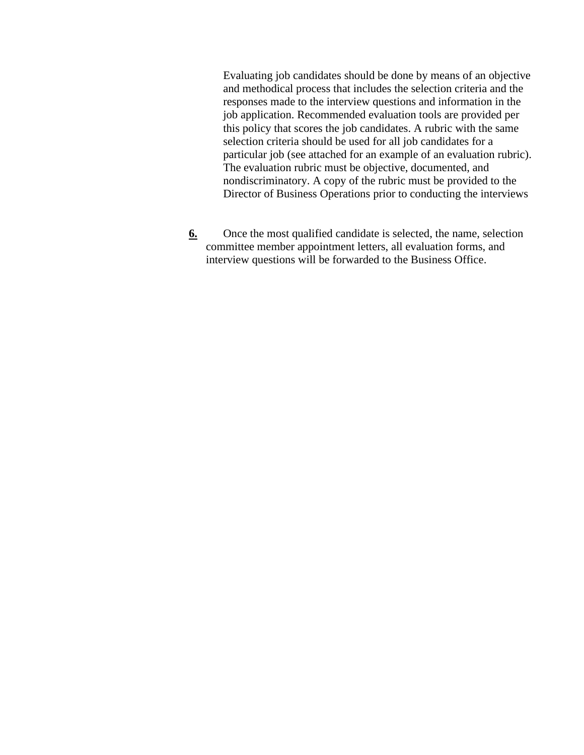Evaluating job candidates should be done by means of an objective and methodical process that includes the selection criteria and the responses made to the interview questions and information in the job application. Recommended evaluation tools are provided per this policy that scores the job candidates. A rubric with the same selection criteria should be used for all job candidates for a particular job (see attached for an example of an evaluation rubric). The evaluation rubric must be objective, documented, and nondiscriminatory. A copy of the rubric must be provided to the Director of Business Operations prior to conducting the interviews

**6.** Once the most qualified candidate is selected, the name, selection committee member appointment letters, all evaluation forms, and interview questions will be forwarded to the Business Office.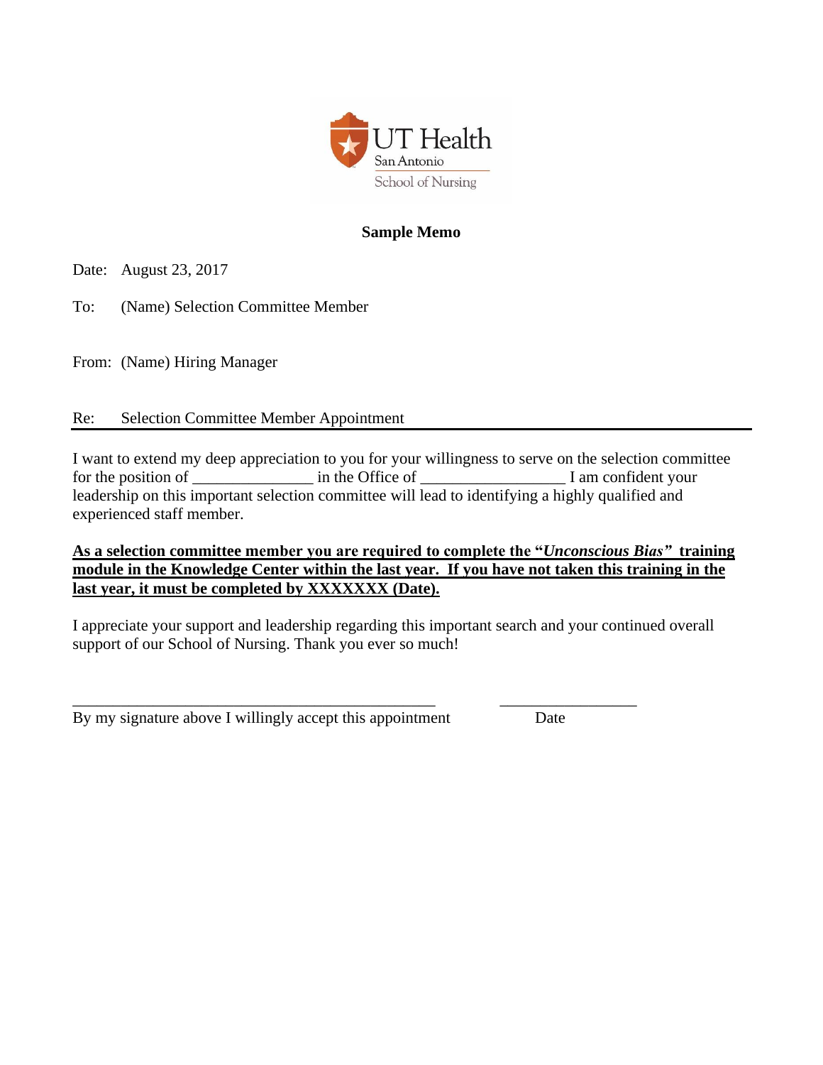UT Health San Antonio School of Nursing

**Sample Memo**

Date: August 23, 2017

To: (Name) Selection Committee Member

From: (Name) Hiring Manager

Re: Selection Committee Member Appointment

---

I want to extend my deep appreciation to you for your willingness to serve on the selection committee for the position of _______________ in the Office of __________________ I am confident your leadership on this important selection committee will lead to identifying a highly qualified and experienced staff member.

<u>**As a selection committee member you are required to complete the "*Unconscious Bias*" training module in the Knowledge Center within the last year. If you have not taken this training in the last year, it must be completed by XXXXXXX (Date).**</u>

I appreciate your support and leadership regarding this important search and your continued overall support of our School of Nursing. Thank you ever so much!

_____________________________________________ _________________

By my signature above I willingly accept this appointment Date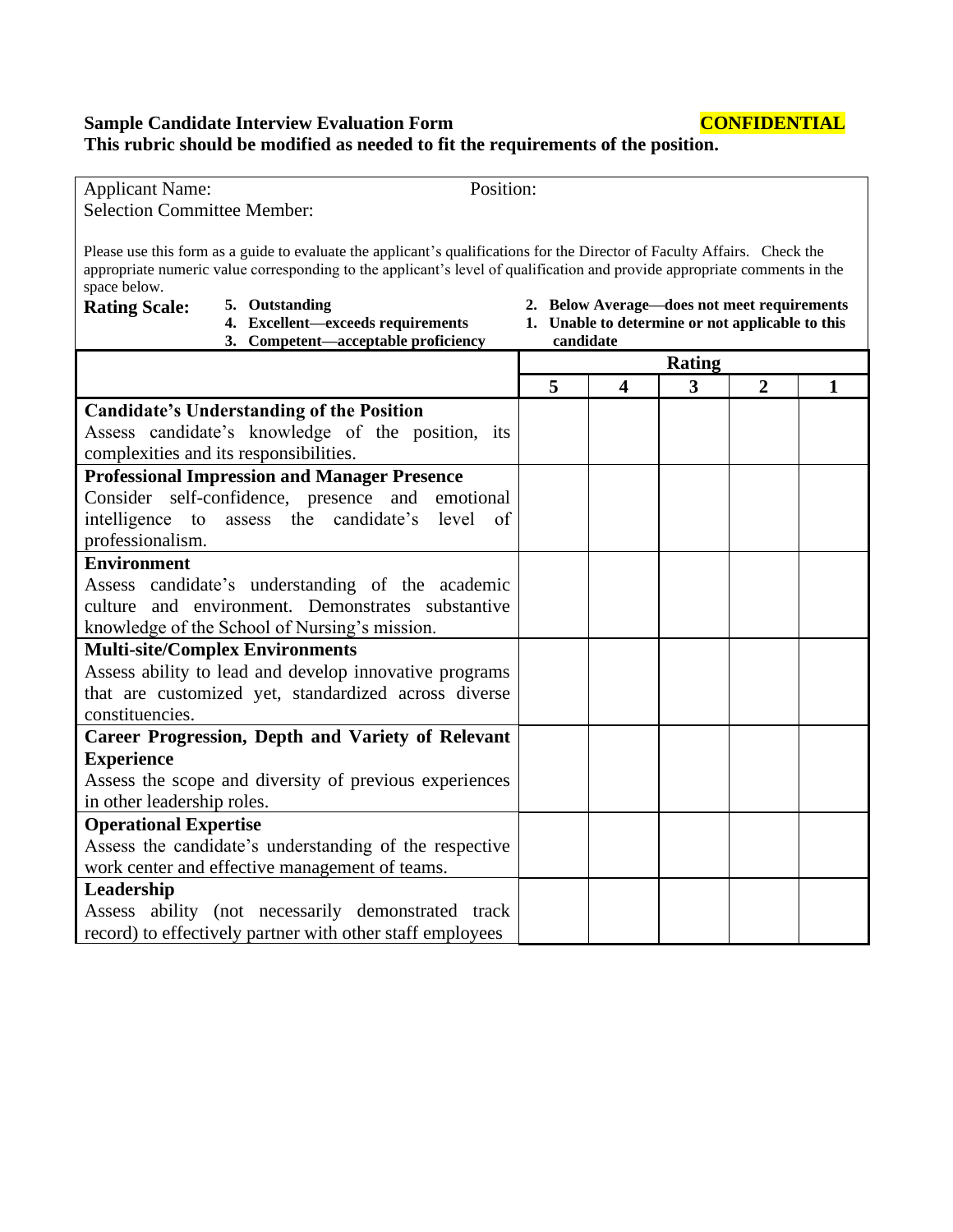**Sample Candidate Interview Evaluation Form** **CONFIDENTIAL**

**This rubric should be modified as needed to fit the requirements of the position.**

Applicant Name: Position:

Selection Committee Member:

Please use this form as a guide to evaluate the applicant's qualifications for the Director of Faculty Affairs. Check the appropriate numeric value corresponding to the applicant's level of qualification and provide appropriate comments in the space below.

**Rating Scale:**

5. **Outstanding**
4. **Excellent—exceeds requirements**
3. **Competent—acceptable proficiency**
2. **Below Average—does not meet requirements**
1. **Unable to determine or not applicable to this candidate**

| | Rating | | | | |
|---|---|---|---|---|---|
| | **5** | **4** | **3** | **2** | **1** |
| **Candidate's Understanding of the Position**<br>Assess candidate's knowledge of the position, its complexities and its responsibilities. | | | | | |
| **Professional Impression and Manager Presence**<br>Consider self-confidence, presence and emotional intelligence to assess the candidate's level of professionalism. | | | | | |
| **Environment**<br>Assess candidate's understanding of the academic culture and environment. Demonstrates substantive knowledge of the School of Nursing's mission. | | | | | |
| **Multi-site/Complex Environments**<br>Assess ability to lead and develop innovative programs that are customized yet, standardized across diverse constituencies. | | | | | |
| **Career Progression, Depth and Variety of Relevant Experience**<br>Assess the scope and diversity of previous experiences in other leadership roles. | | | | | |
| **Operational Expertise**<br>Assess the candidate's understanding of the respective work center and effective management of teams. | | | | | |
| **Leadership**<br>Assess ability (not necessarily demonstrated track record) to effectively partner with other staff employees | | | | | |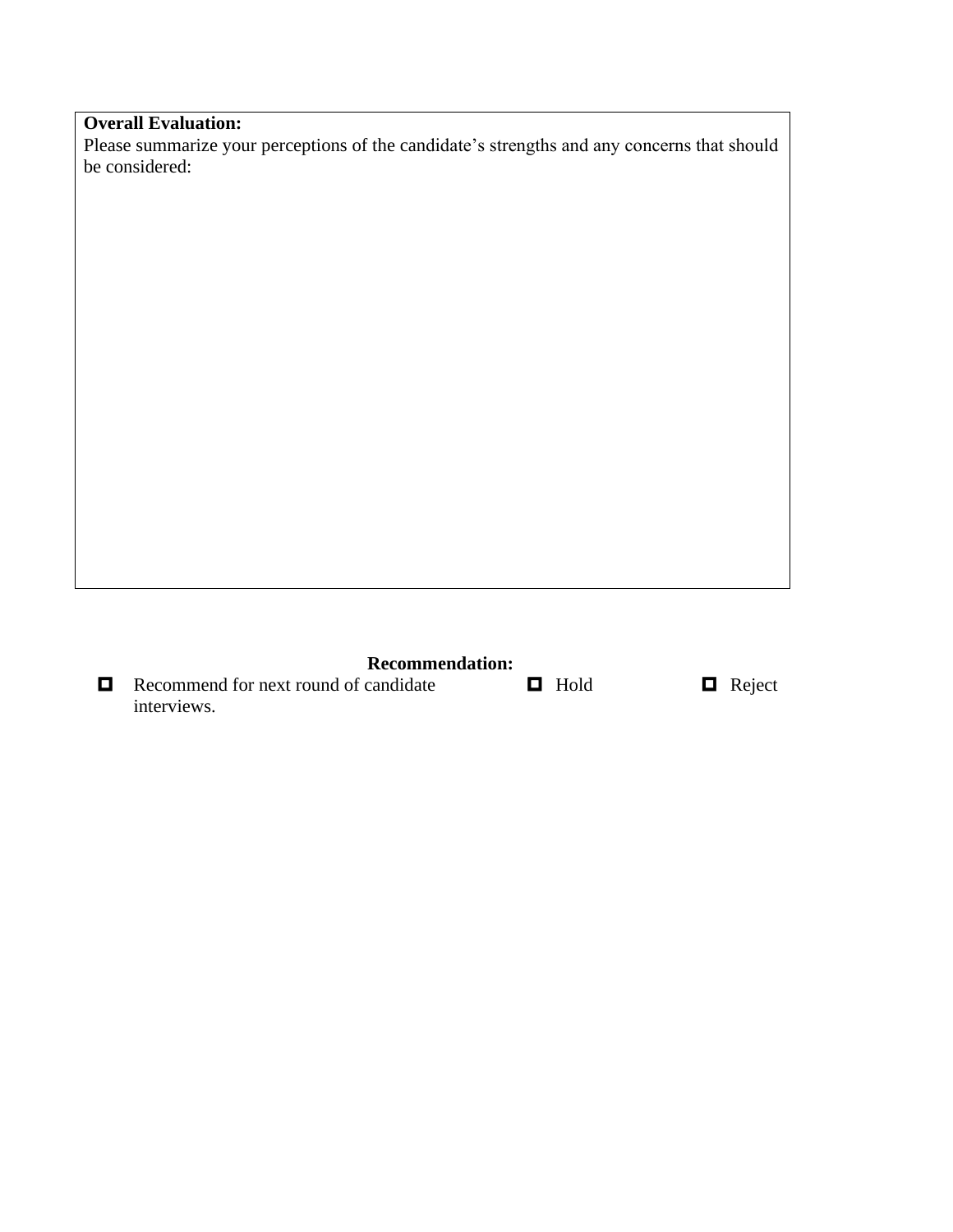**Overall Evaluation:**

Please summarize your perceptions of the candidate's strengths and any concerns that should be considered:

**Recommendation:**

- ☐ Recommend for next round of candidate interviews.
- ☐ Hold
- ☐ Reject